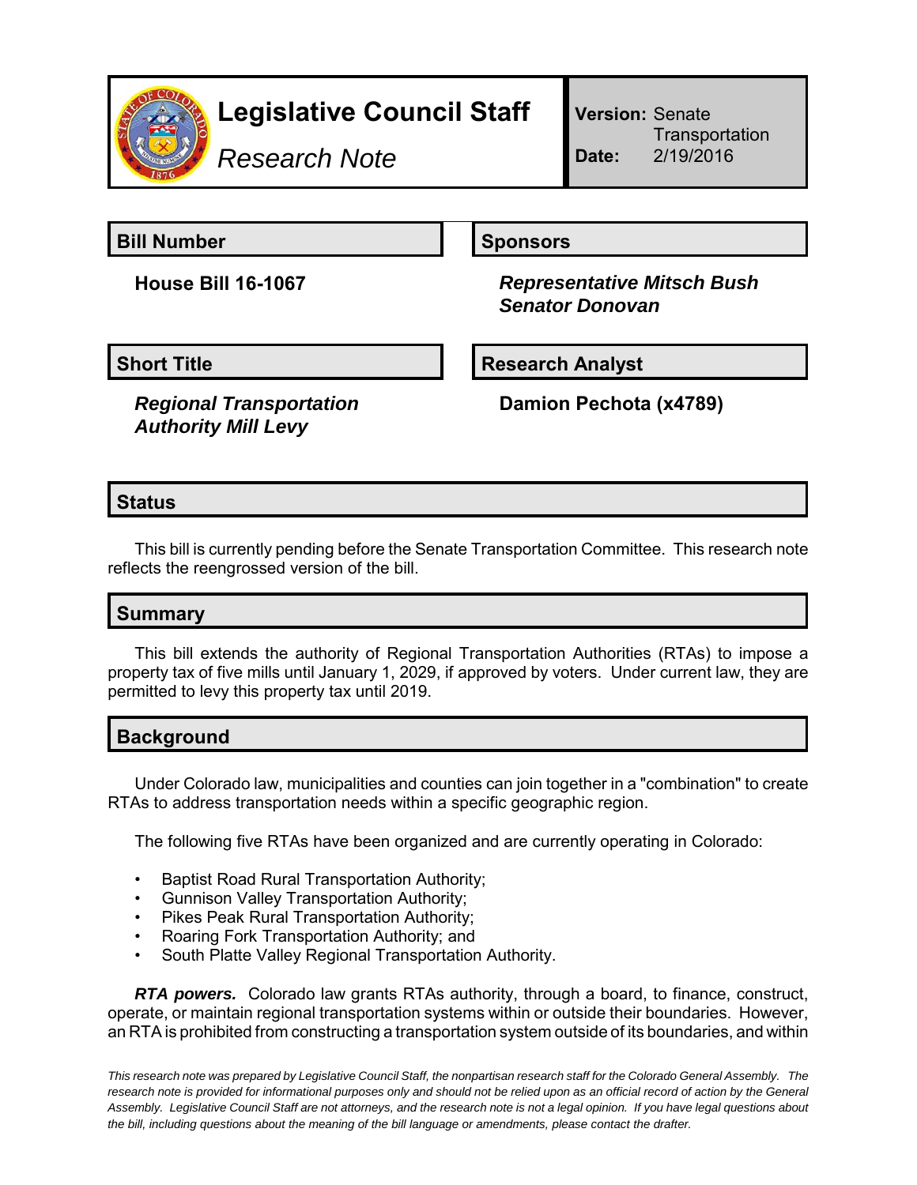# Legislative Council Staff

*Research Note*

**Version:** Senate Transportation
**Date:** 2/19/2016

## Bill Number

**House Bill 16-1067**

## Sponsors

***Representative Mitsch Bush***
***Senator Donovan***

## Short Title

***Regional Transportation Authority Mill Levy***

## Research Analyst

**Damion Pechota (x4789)**

## Status

This bill is currently pending before the Senate Transportation Committee. This research note reflects the reengrossed version of the bill.

## Summary

This bill extends the authority of Regional Transportation Authorities (RTAs) to impose a property tax of five mills until January 1, 2029, if approved by voters. Under current law, they are permitted to levy this property tax until 2019.

## Background

Under Colorado law, municipalities and counties can join together in a "combination" to create RTAs to address transportation needs within a specific geographic region.

The following five RTAs have been organized and are currently operating in Colorado:

- Baptist Road Rural Transportation Authority;
- Gunnison Valley Transportation Authority;
- Pikes Peak Rural Transportation Authority;
- Roaring Fork Transportation Authority; and
- South Platte Valley Regional Transportation Authority.

***RTA powers.*** Colorado law grants RTAs authority, through a board, to finance, construct, operate, or maintain regional transportation systems within or outside their boundaries. However, an RTA is prohibited from constructing a transportation system outside of its boundaries, and within

*This research note was prepared by Legislative Council Staff, the nonpartisan research staff for the Colorado General Assembly. The research note is provided for informational purposes only and should not be relied upon as an official record of action by the General Assembly. Legislative Council Staff are not attorneys, and the research note is not a legal opinion. If you have legal questions about the bill, including questions about the meaning of the bill language or amendments, please contact the drafter.*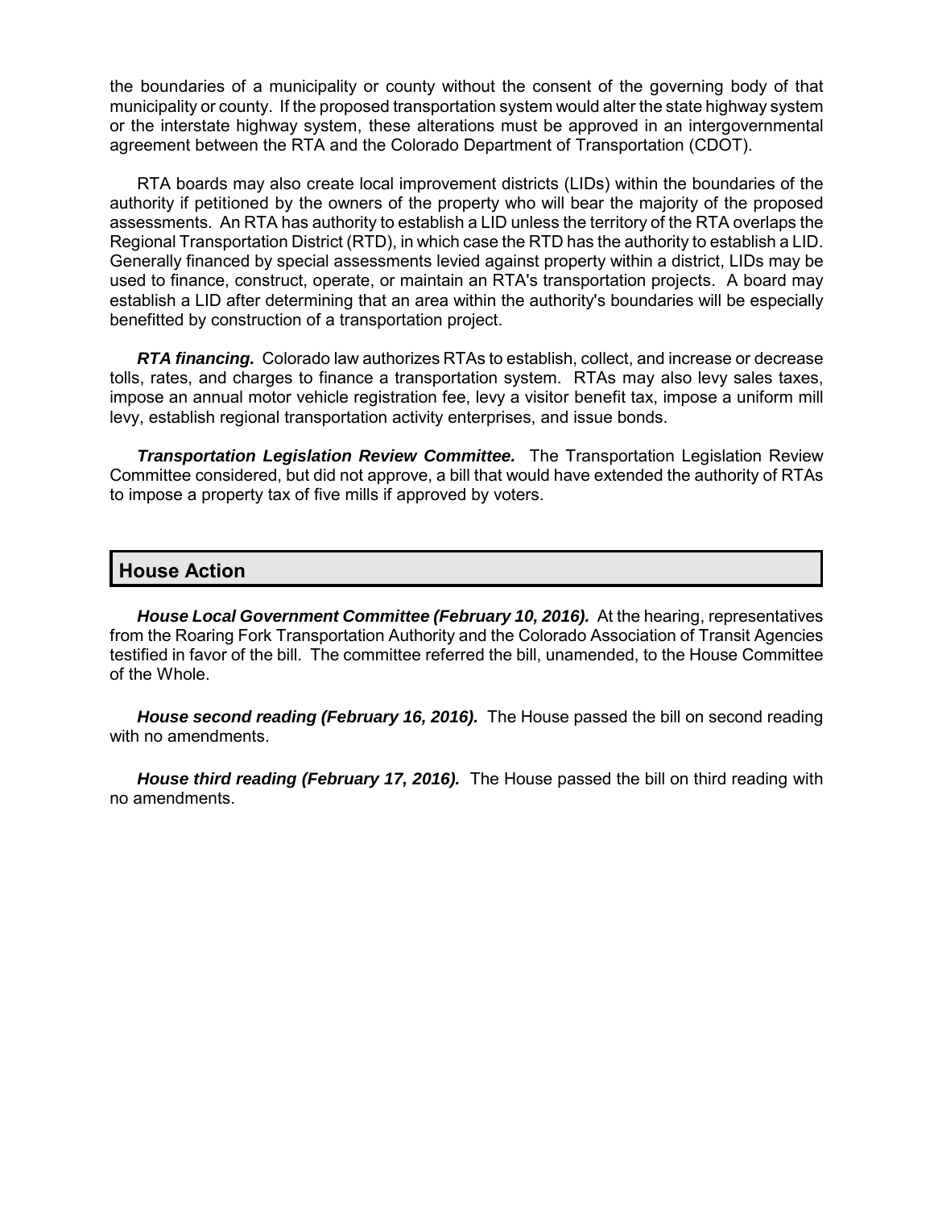the boundaries of a municipality or county without the consent of the governing body of that municipality or county. If the proposed transportation system would alter the state highway system or the interstate highway system, these alterations must be approved in an intergovernmental agreement between the RTA and the Colorado Department of Transportation (CDOT).

RTA boards may also create local improvement districts (LIDs) within the boundaries of the authority if petitioned by the owners of the property who will bear the majority of the proposed assessments. An RTA has authority to establish a LID unless the territory of the RTA overlaps the Regional Transportation District (RTD), in which case the RTD has the authority to establish a LID. Generally financed by special assessments levied against property within a district, LIDs may be used to finance, construct, operate, or maintain an RTA's transportation projects. A board may establish a LID after determining that an area within the authority's boundaries will be especially benefitted by construction of a transportation project.

***RTA financing.*** Colorado law authorizes RTAs to establish, collect, and increase or decrease tolls, rates, and charges to finance a transportation system. RTAs may also levy sales taxes, impose an annual motor vehicle registration fee, levy a visitor benefit tax, impose a uniform mill levy, establish regional transportation activity enterprises, and issue bonds.

***Transportation Legislation Review Committee.*** The Transportation Legislation Review Committee considered, but did not approve, a bill that would have extended the authority of RTAs to impose a property tax of five mills if approved by voters.

## House Action

***House Local Government Committee (February 10, 2016).*** At the hearing, representatives from the Roaring Fork Transportation Authority and the Colorado Association of Transit Agencies testified in favor of the bill. The committee referred the bill, unamended, to the House Committee of the Whole.

***House second reading (February 16, 2016).*** The House passed the bill on second reading with no amendments.

***House third reading (February 17, 2016).*** The House passed the bill on third reading with no amendments.